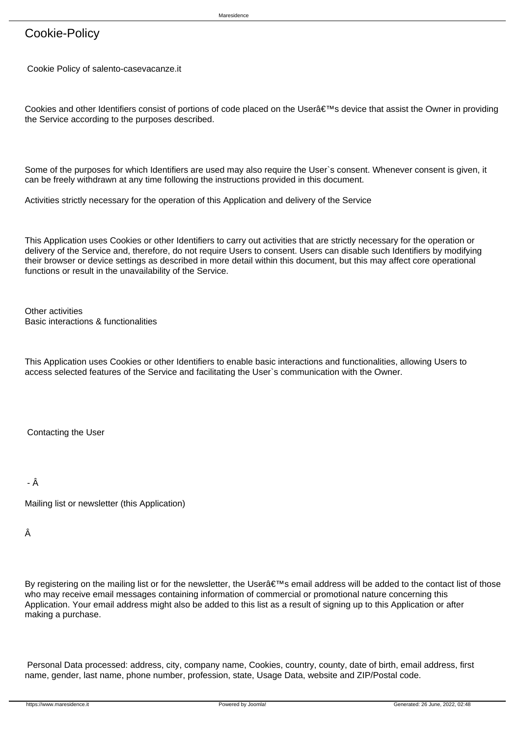# Cookie-Policy

Cookie Policy of salento-casevacanze.it

Cookies and other Identifiers consist of portions of code placed on the Userâ€™s device that assist the Owner in providing the Service according to the purposes described.

Some of the purposes for which Identifiers are used may also require the User`s consent. Whenever consent is given, it can be freely withdrawn at any time following the instructions provided in this document.

Activities strictly necessary for the operation of this Application and delivery of the Service

This Application uses Cookies or other Identifiers to carry out activities that are strictly necessary for the operation or delivery of the Service and, therefore, do not require Users to consent. Users can disable such Identifiers by modifying their browser or device settings as described in more detail within this document, but this may affect core operational functions or result in the unavailability of the Service.

Other activities
Basic interactions & functionalities

This Application uses Cookies or other Identifiers to enable basic interactions and functionalities, allowing Users to access selected features of the Service and facilitating the User`s communication with the Owner.

Contacting the User

- Â

Mailing list or newsletter (this Application)

Â

By registering on the mailing list or for the newsletter, the Userâ€™s email address will be added to the contact list of those who may receive email messages containing information of commercial or promotional nature concerning this Application. Your email address might also be added to this list as a result of signing up to this Application or after making a purchase.

Personal Data processed: address, city, company name, Cookies, country, county, date of birth, email address, first name, gender, last name, phone number, profession, state, Usage Data, website and ZIP/Postal code.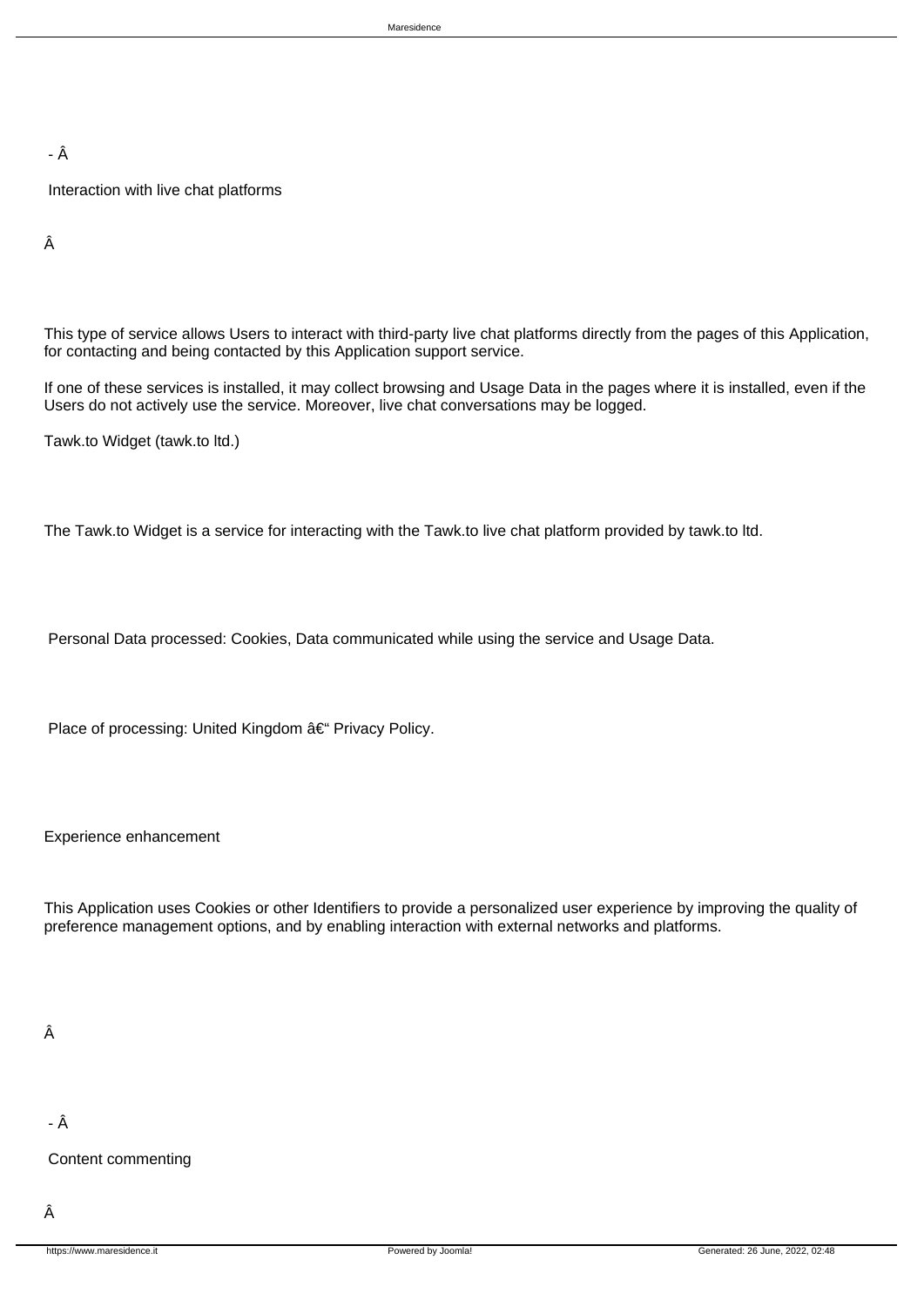- Â

Interaction with live chat platforms

Â

This type of service allows Users to interact with third-party live chat platforms directly from the pages of this Application, for contacting and being contacted by this Application support service.

If one of these services is installed, it may collect browsing and Usage Data in the pages where it is installed, even if the Users do not actively use the service. Moreover, live chat conversations may be logged.

Tawk.to Widget (tawk.to ltd.)

The Tawk.to Widget is a service for interacting with the Tawk.to live chat platform provided by tawk.to ltd.

Personal Data processed: Cookies, Data communicated while using the service and Usage Data.

Place of processing: United Kingdom â€“ Privacy Policy.

Experience enhancement

This Application uses Cookies or other Identifiers to provide a personalized user experience by improving the quality of preference management options, and by enabling interaction with external networks and platforms.

Â

- Â

Content commenting

Â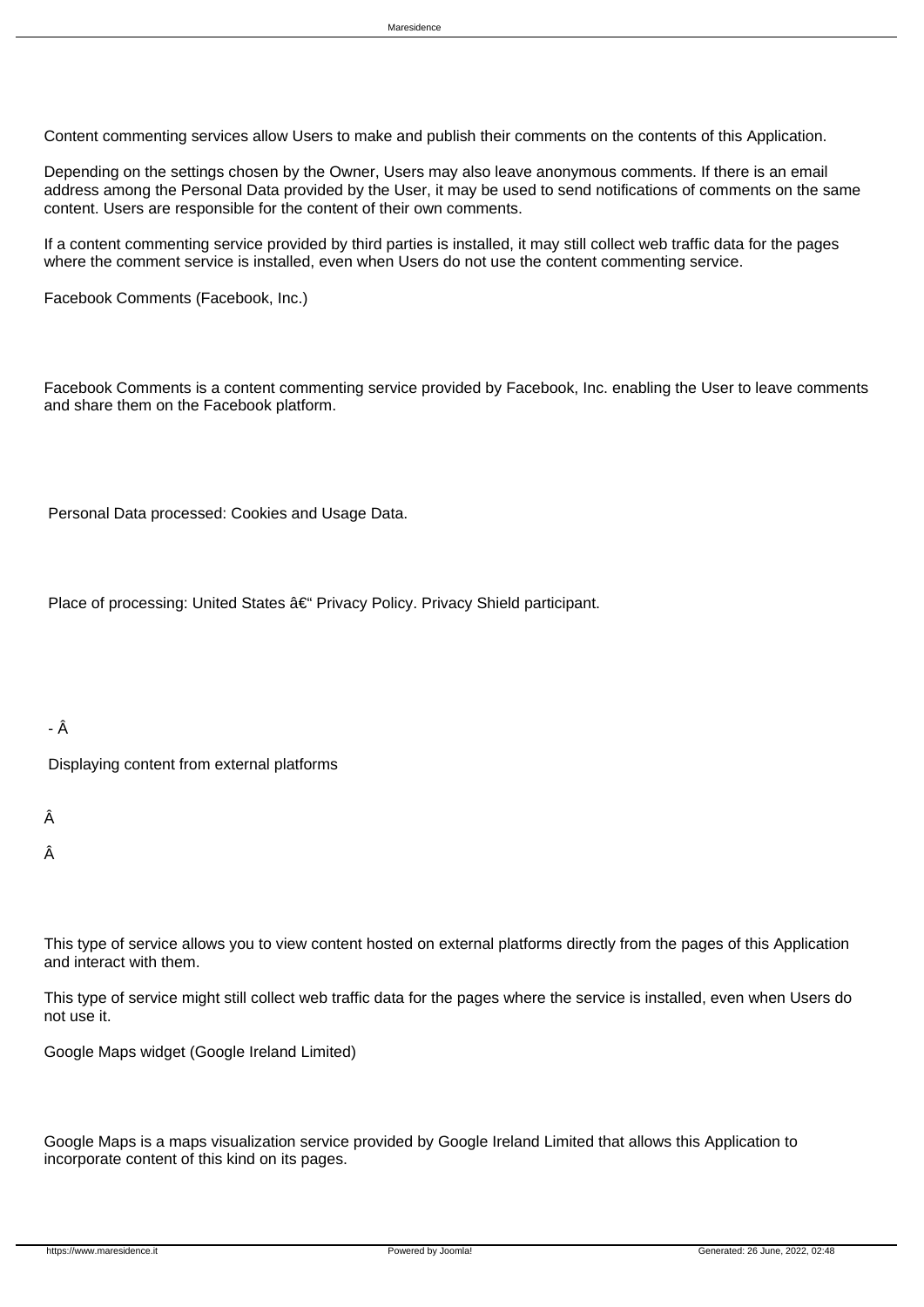Content commenting services allow Users to make and publish their comments on the contents of this Application.

Depending on the settings chosen by the Owner, Users may also leave anonymous comments. If there is an email address among the Personal Data provided by the User, it may be used to send notifications of comments on the same content. Users are responsible for the content of their own comments.

If a content commenting service provided by third parties is installed, it may still collect web traffic data for the pages where the comment service is installed, even when Users do not use the content commenting service.

Facebook Comments (Facebook, Inc.)

Facebook Comments is a content commenting service provided by Facebook, Inc. enabling the User to leave comments and share them on the Facebook platform.

Personal Data processed: Cookies and Usage Data.

Place of processing: United States â€“ Privacy Policy. Privacy Shield participant.

- Â

Displaying content from external platforms

Â

Â

This type of service allows you to view content hosted on external platforms directly from the pages of this Application and interact with them.

This type of service might still collect web traffic data for the pages where the service is installed, even when Users do not use it.

Google Maps widget (Google Ireland Limited)

Google Maps is a maps visualization service provided by Google Ireland Limited that allows this Application to incorporate content of this kind on its pages.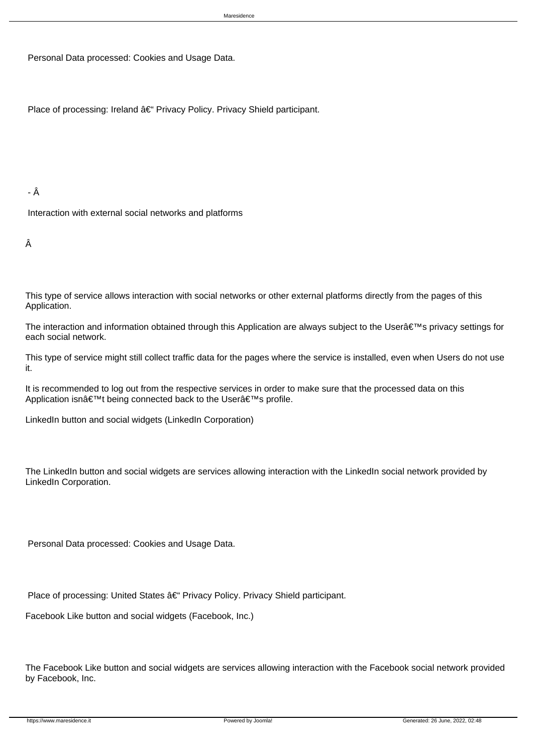Personal Data processed: Cookies and Usage Data.

Place of processing: Ireland â€“ Privacy Policy. Privacy Shield participant.

- Â

Interaction with external social networks and platforms

Â

This type of service allows interaction with social networks or other external platforms directly from the pages of this Application.

The interaction and information obtained through this Application are always subject to the Userâ€™s privacy settings for each social network.

This type of service might still collect traffic data for the pages where the service is installed, even when Users do not use it.

It is recommended to log out from the respective services in order to make sure that the processed data on this Application isnâ€™t being connected back to the Userâ€™s profile.

LinkedIn button and social widgets (LinkedIn Corporation)

The LinkedIn button and social widgets are services allowing interaction with the LinkedIn social network provided by LinkedIn Corporation.

Personal Data processed: Cookies and Usage Data.

Place of processing: United States â€“ Privacy Policy. Privacy Shield participant.

Facebook Like button and social widgets (Facebook, Inc.)

The Facebook Like button and social widgets are services allowing interaction with the Facebook social network provided by Facebook, Inc.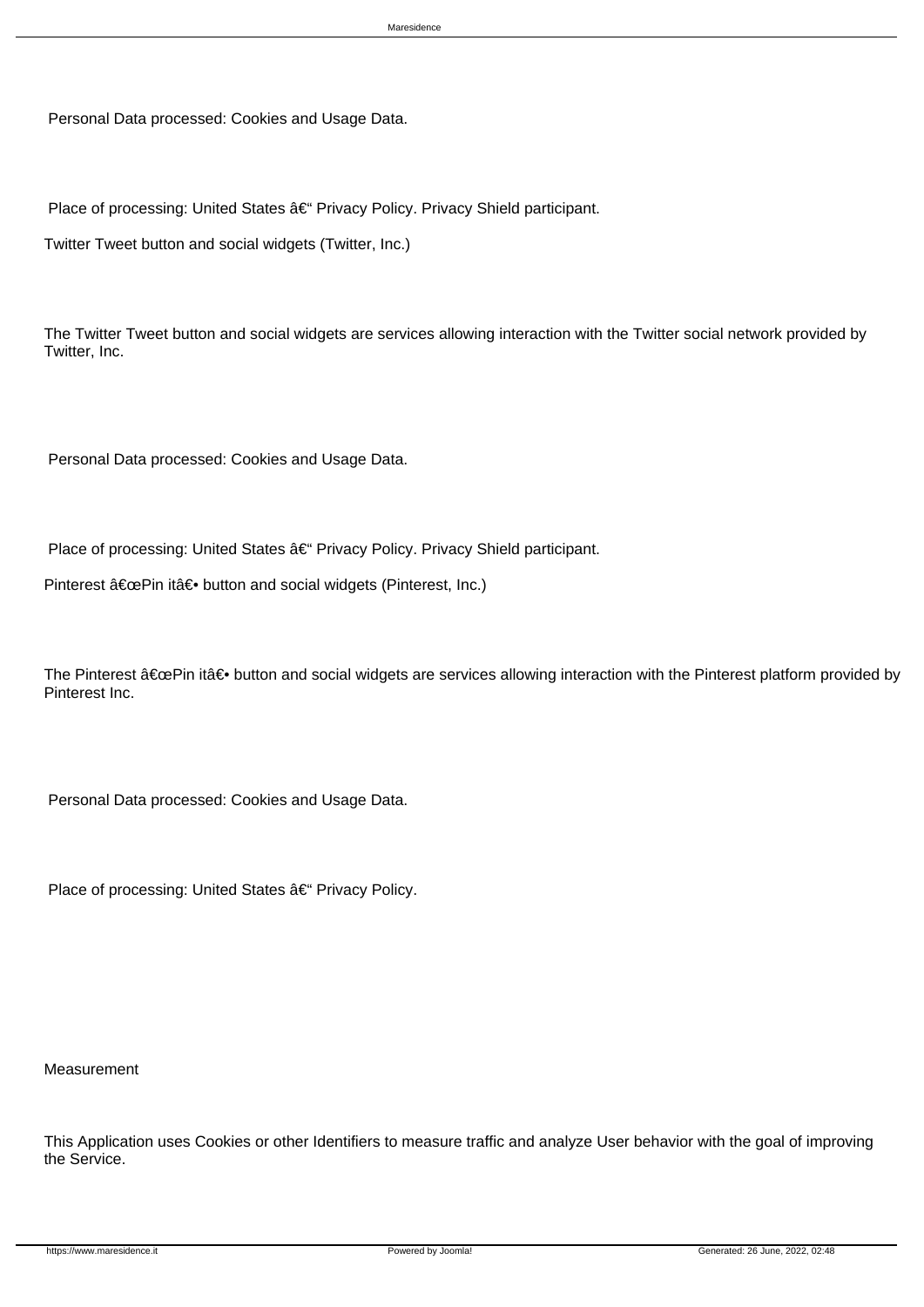Personal Data processed: Cookies and Usage Data.

Place of processing: United States â€“ Privacy Policy. Privacy Shield participant.

Twitter Tweet button and social widgets (Twitter, Inc.)

The Twitter Tweet button and social widgets are services allowing interaction with the Twitter social network provided by Twitter, Inc.

Personal Data processed: Cookies and Usage Data.

Place of processing: United States â€“ Privacy Policy. Privacy Shield participant.

Pinterest â€œPin itâ€• button and social widgets (Pinterest, Inc.)

The Pinterest â€œPin itâ€• button and social widgets are services allowing interaction with the Pinterest platform provided by Pinterest Inc.

Personal Data processed: Cookies and Usage Data.

Place of processing: United States â€“ Privacy Policy.

Measurement

This Application uses Cookies or other Identifiers to measure traffic and analyze User behavior with the goal of improving the Service.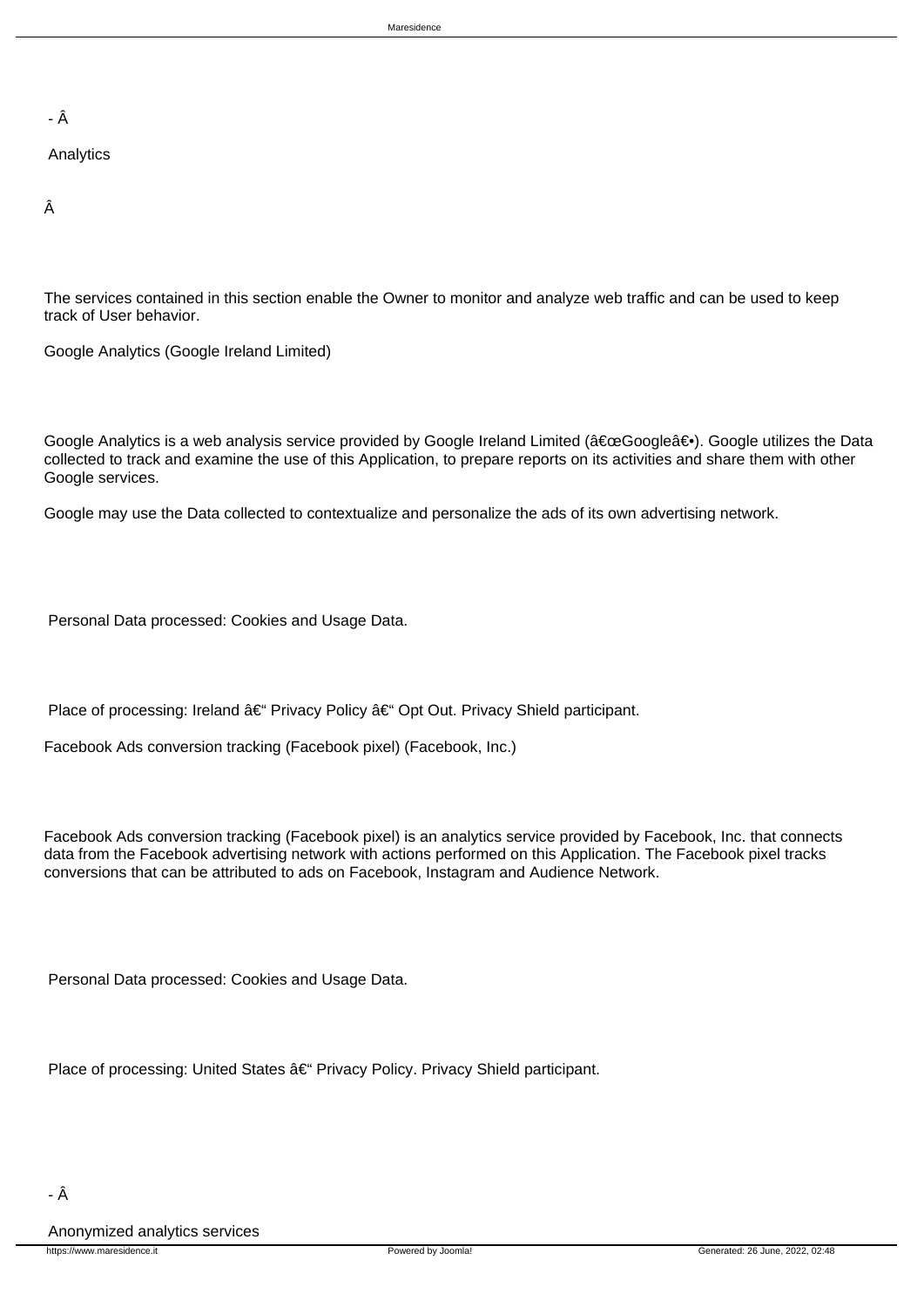- Â

Analytics

Â

The services contained in this section enable the Owner to monitor and analyze web traffic and can be used to keep track of User behavior.

Google Analytics (Google Ireland Limited)

Google Analytics is a web analysis service provided by Google Ireland Limited (â€œGoogleâ€•). Google utilizes the Data collected to track and examine the use of this Application, to prepare reports on its activities and share them with other Google services.

Google may use the Data collected to contextualize and personalize the ads of its own advertising network.

Personal Data processed: Cookies and Usage Data.

Place of processing: Ireland â€“ Privacy Policy â€“ Opt Out. Privacy Shield participant.

Facebook Ads conversion tracking (Facebook pixel) (Facebook, Inc.)

Facebook Ads conversion tracking (Facebook pixel) is an analytics service provided by Facebook, Inc. that connects data from the Facebook advertising network with actions performed on this Application. The Facebook pixel tracks conversions that can be attributed to ads on Facebook, Instagram and Audience Network.

Personal Data processed: Cookies and Usage Data.

Place of processing: United States â€“ Privacy Policy. Privacy Shield participant.

- Â

Anonymized analytics services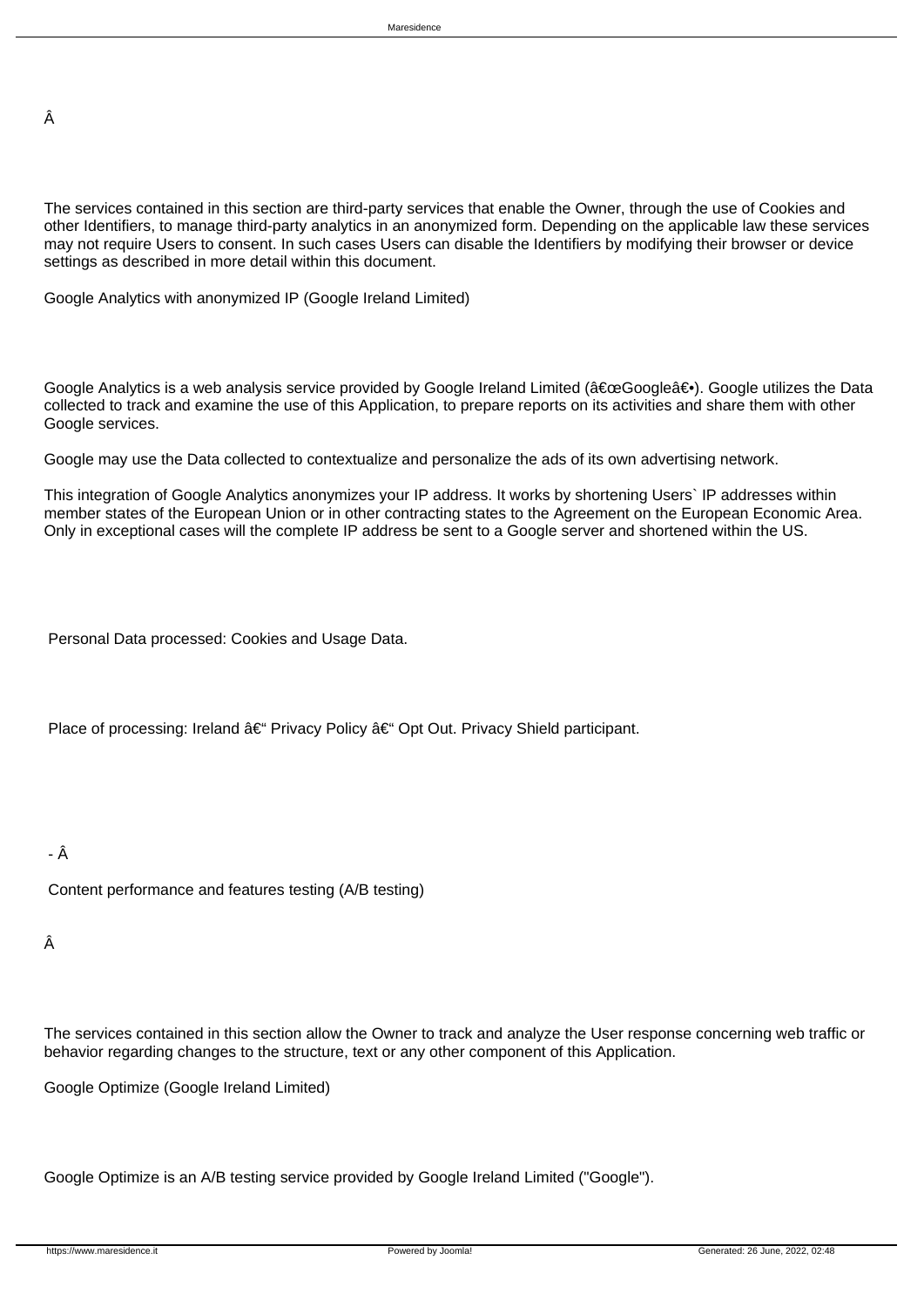Â

The services contained in this section are third-party services that enable the Owner, through the use of Cookies and other Identifiers, to manage third-party analytics in an anonymized form. Depending on the applicable law these services may not require Users to consent. In such cases Users can disable the Identifiers by modifying their browser or device settings as described in more detail within this document.

Google Analytics with anonymized IP (Google Ireland Limited)

Google Analytics is a web analysis service provided by Google Ireland Limited (â€œGoogleâ€•). Google utilizes the Data collected to track and examine the use of this Application, to prepare reports on its activities and share them with other Google services.

Google may use the Data collected to contextualize and personalize the ads of its own advertising network.

This integration of Google Analytics anonymizes your IP address. It works by shortening Users` IP addresses within member states of the European Union or in other contracting states to the Agreement on the European Economic Area. Only in exceptional cases will the complete IP address be sent to a Google server and shortened within the US.

Personal Data processed: Cookies and Usage Data.

Place of processing: Ireland â€“ Privacy Policy â€“ Opt Out. Privacy Shield participant.

- Â

Content performance and features testing (A/B testing)

Â

The services contained in this section allow the Owner to track and analyze the User response concerning web traffic or behavior regarding changes to the structure, text or any other component of this Application.

Google Optimize (Google Ireland Limited)

Google Optimize is an A/B testing service provided by Google Ireland Limited ("Google").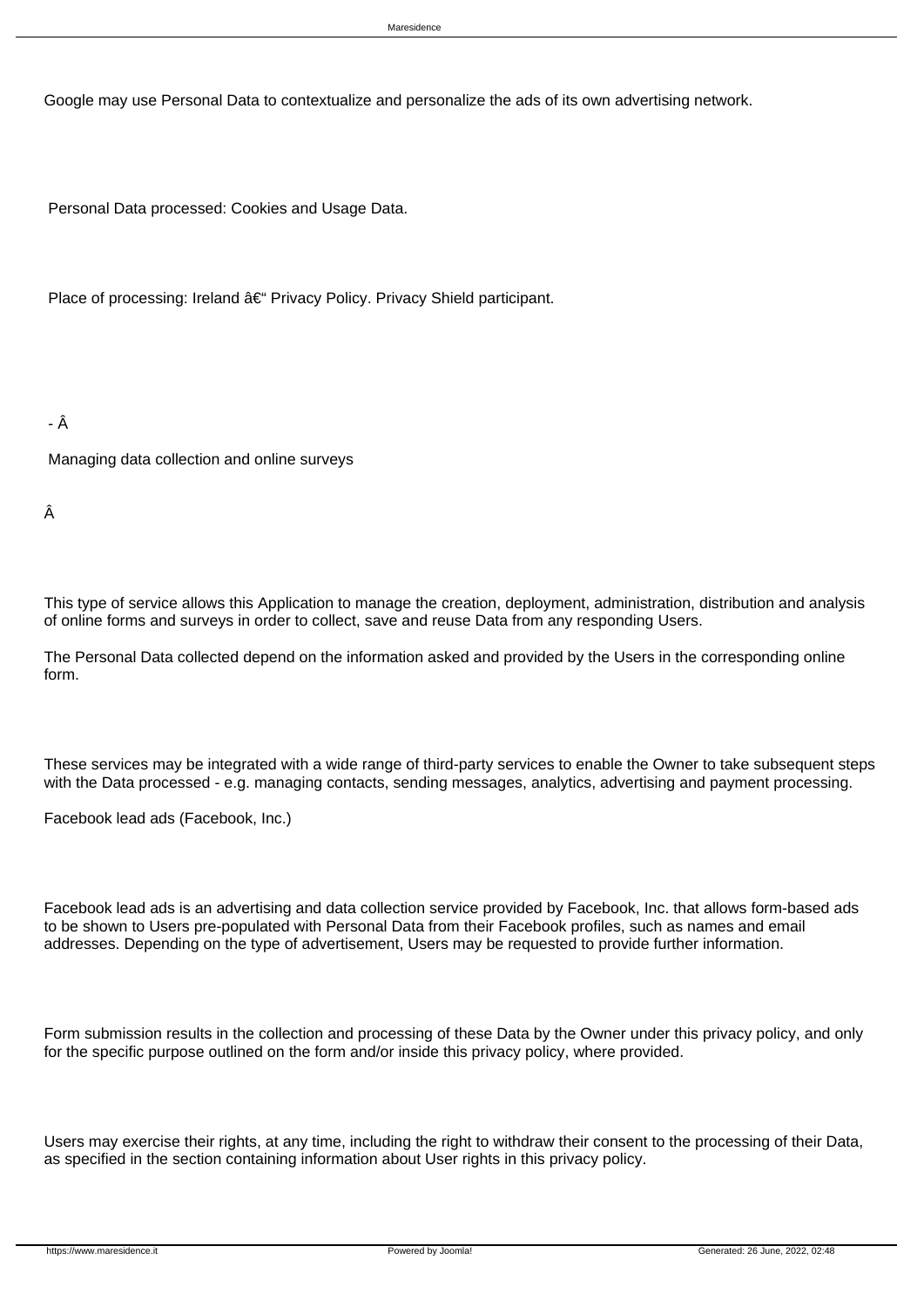Google may use Personal Data to contextualize and personalize the ads of its own advertising network.

Personal Data processed: Cookies and Usage Data.

Place of processing: Ireland â€“ Privacy Policy. Privacy Shield participant.

- Â

Managing data collection and online surveys

Â

This type of service allows this Application to manage the creation, deployment, administration, distribution and analysis of online forms and surveys in order to collect, save and reuse Data from any responding Users.

The Personal Data collected depend on the information asked and provided by the Users in the corresponding online form.

These services may be integrated with a wide range of third-party services to enable the Owner to take subsequent steps with the Data processed - e.g. managing contacts, sending messages, analytics, advertising and payment processing.

Facebook lead ads (Facebook, Inc.)

Facebook lead ads is an advertising and data collection service provided by Facebook, Inc. that allows form-based ads to be shown to Users pre-populated with Personal Data from their Facebook profiles, such as names and email addresses. Depending on the type of advertisement, Users may be requested to provide further information.

Form submission results in the collection and processing of these Data by the Owner under this privacy policy, and only for the specific purpose outlined on the form and/or inside this privacy policy, where provided.

Users may exercise their rights, at any time, including the right to withdraw their consent to the processing of their Data, as specified in the section containing information about User rights in this privacy policy.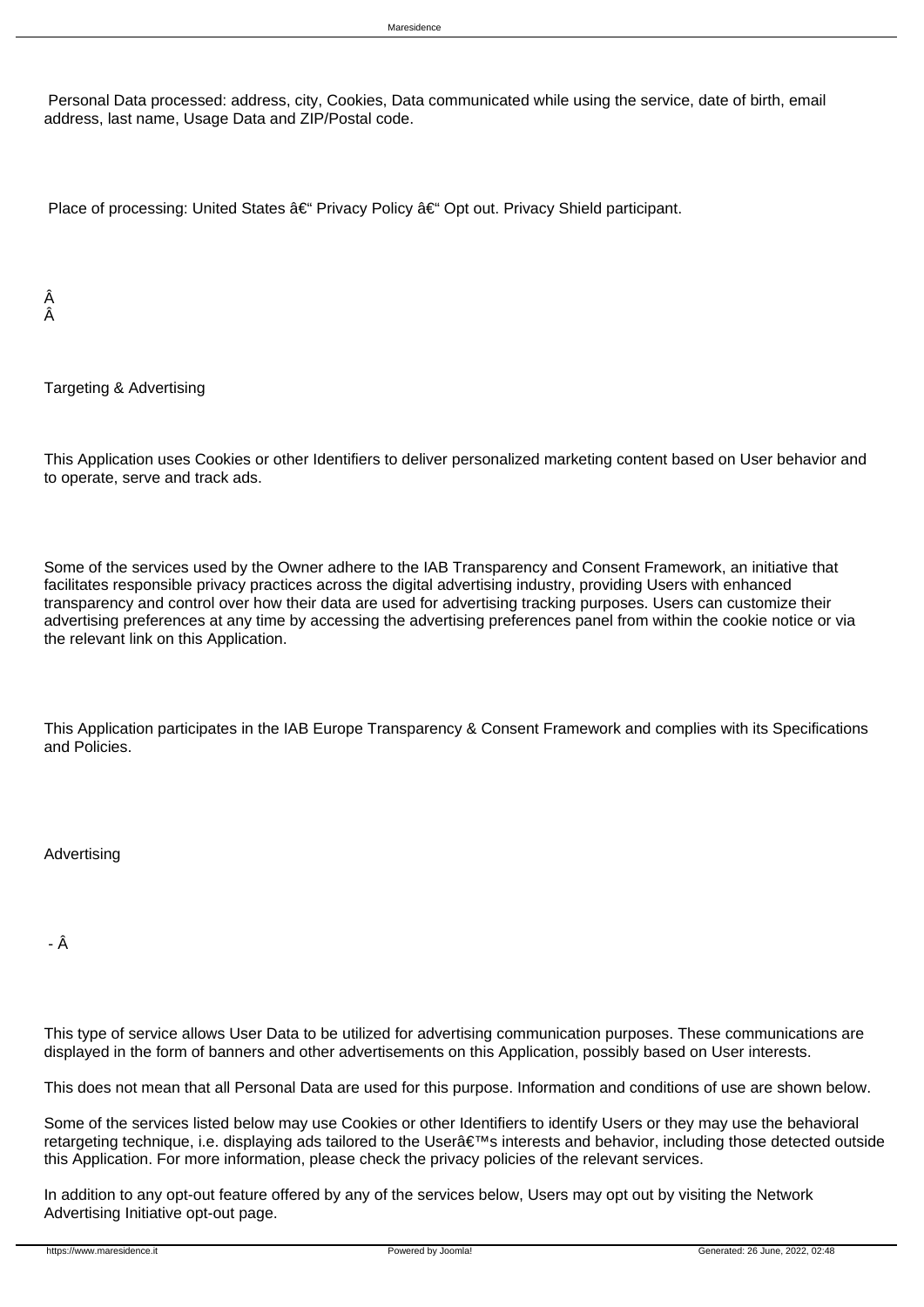Personal Data processed: address, city, Cookies, Data communicated while using the service, date of birth, email address, last name, Usage Data and ZIP/Postal code.

Place of processing: United States â€“ Privacy Policy â€“ Opt out. Privacy Shield participant.

Â
Â

Targeting & Advertising

This Application uses Cookies or other Identifiers to deliver personalized marketing content based on User behavior and to operate, serve and track ads.

Some of the services used by the Owner adhere to the IAB Transparency and Consent Framework, an initiative that facilitates responsible privacy practices across the digital advertising industry, providing Users with enhanced transparency and control over how their data are used for advertising tracking purposes. Users can customize their advertising preferences at any time by accessing the advertising preferences panel from within the cookie notice or via the relevant link on this Application.

This Application participates in the IAB Europe Transparency & Consent Framework and complies with its Specifications and Policies.

Advertising

- Â

This type of service allows User Data to be utilized for advertising communication purposes. These communications are displayed in the form of banners and other advertisements on this Application, possibly based on User interests.

This does not mean that all Personal Data are used for this purpose. Information and conditions of use are shown below.

Some of the services listed below may use Cookies or other Identifiers to identify Users or they may use the behavioral retargeting technique, i.e. displaying ads tailored to the Userâ€™s interests and behavior, including those detected outside this Application. For more information, please check the privacy policies of the relevant services.

In addition to any opt-out feature offered by any of the services below, Users may opt out by visiting the Network Advertising Initiative opt-out page.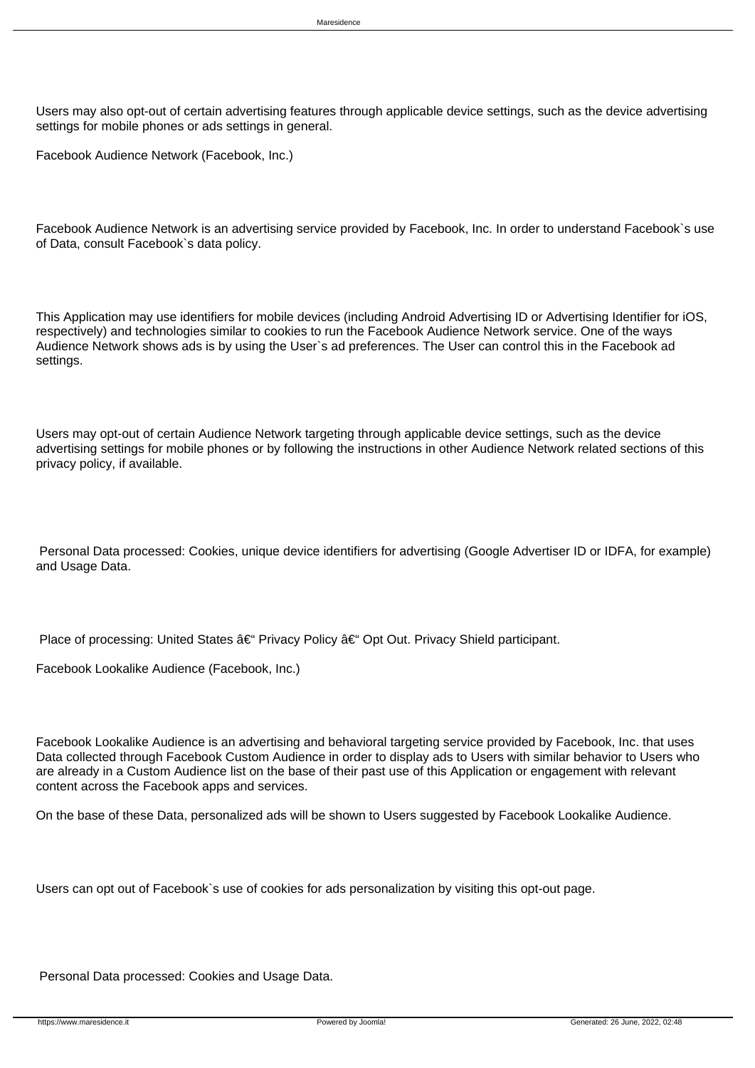Users may also opt-out of certain advertising features through applicable device settings, such as the device advertising settings for mobile phones or ads settings in general.

Facebook Audience Network (Facebook, Inc.)

Facebook Audience Network is an advertising service provided by Facebook, Inc. In order to understand Facebook`s use of Data, consult Facebook`s data policy.

This Application may use identifiers for mobile devices (including Android Advertising ID or Advertising Identifier for iOS, respectively) and technologies similar to cookies to run the Facebook Audience Network service. One of the ways Audience Network shows ads is by using the User`s ad preferences. The User can control this in the Facebook ad settings.

Users may opt-out of certain Audience Network targeting through applicable device settings, such as the device advertising settings for mobile phones or by following the instructions in other Audience Network related sections of this privacy policy, if available.

Personal Data processed: Cookies, unique device identifiers for advertising (Google Advertiser ID or IDFA, for example) and Usage Data.

Place of processing: United States â€“ Privacy Policy â€“ Opt Out. Privacy Shield participant.

Facebook Lookalike Audience (Facebook, Inc.)

Facebook Lookalike Audience is an advertising and behavioral targeting service provided by Facebook, Inc. that uses Data collected through Facebook Custom Audience in order to display ads to Users with similar behavior to Users who are already in a Custom Audience list on the base of their past use of this Application or engagement with relevant content across the Facebook apps and services.

On the base of these Data, personalized ads will be shown to Users suggested by Facebook Lookalike Audience.

Users can opt out of Facebook`s use of cookies for ads personalization by visiting this opt-out page.

Personal Data processed: Cookies and Usage Data.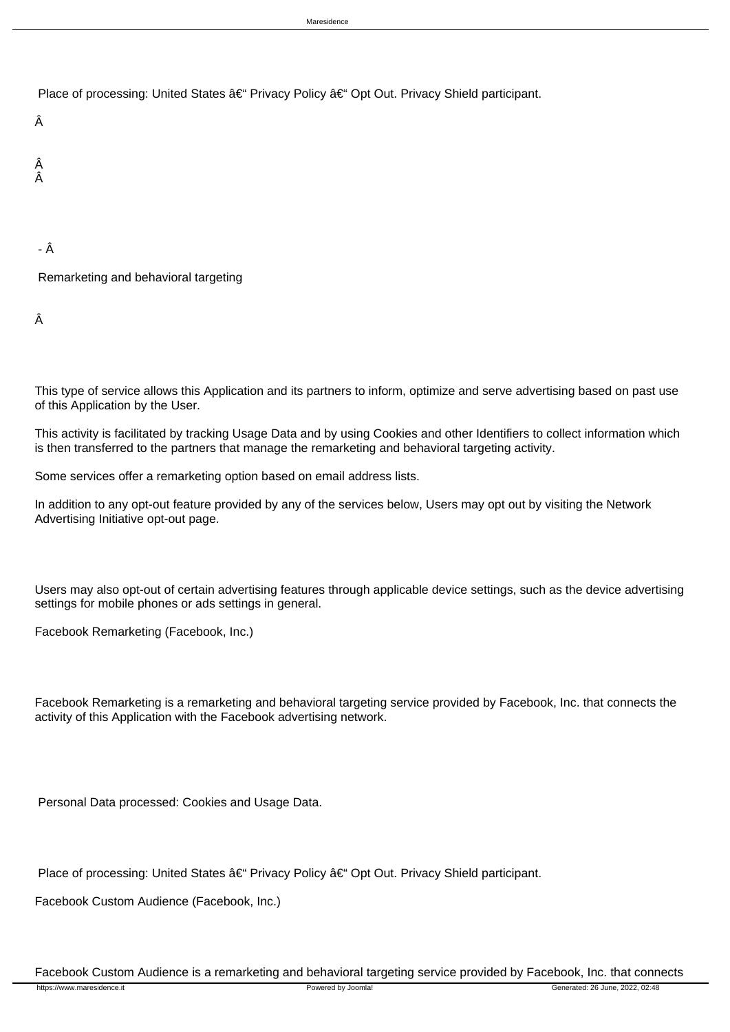Place of processing: United States â€“ Privacy Policy â€“ Opt Out. Privacy Shield participant.

Â

Â
Â

- Â

Remarketing and behavioral targeting

Â

This type of service allows this Application and its partners to inform, optimize and serve advertising based on past use of this Application by the User.

This activity is facilitated by tracking Usage Data and by using Cookies and other Identifiers to collect information which is then transferred to the partners that manage the remarketing and behavioral targeting activity.

Some services offer a remarketing option based on email address lists.

In addition to any opt-out feature provided by any of the services below, Users may opt out by visiting the Network Advertising Initiative opt-out page.

Users may also opt-out of certain advertising features through applicable device settings, such as the device advertising settings for mobile phones or ads settings in general.

Facebook Remarketing (Facebook, Inc.)

Facebook Remarketing is a remarketing and behavioral targeting service provided by Facebook, Inc. that connects the activity of this Application with the Facebook advertising network.

Personal Data processed: Cookies and Usage Data.

Place of processing: United States â€“ Privacy Policy â€“ Opt Out. Privacy Shield participant.

Facebook Custom Audience (Facebook, Inc.)

Facebook Custom Audience is a remarketing and behavioral targeting service provided by Facebook, Inc. that connects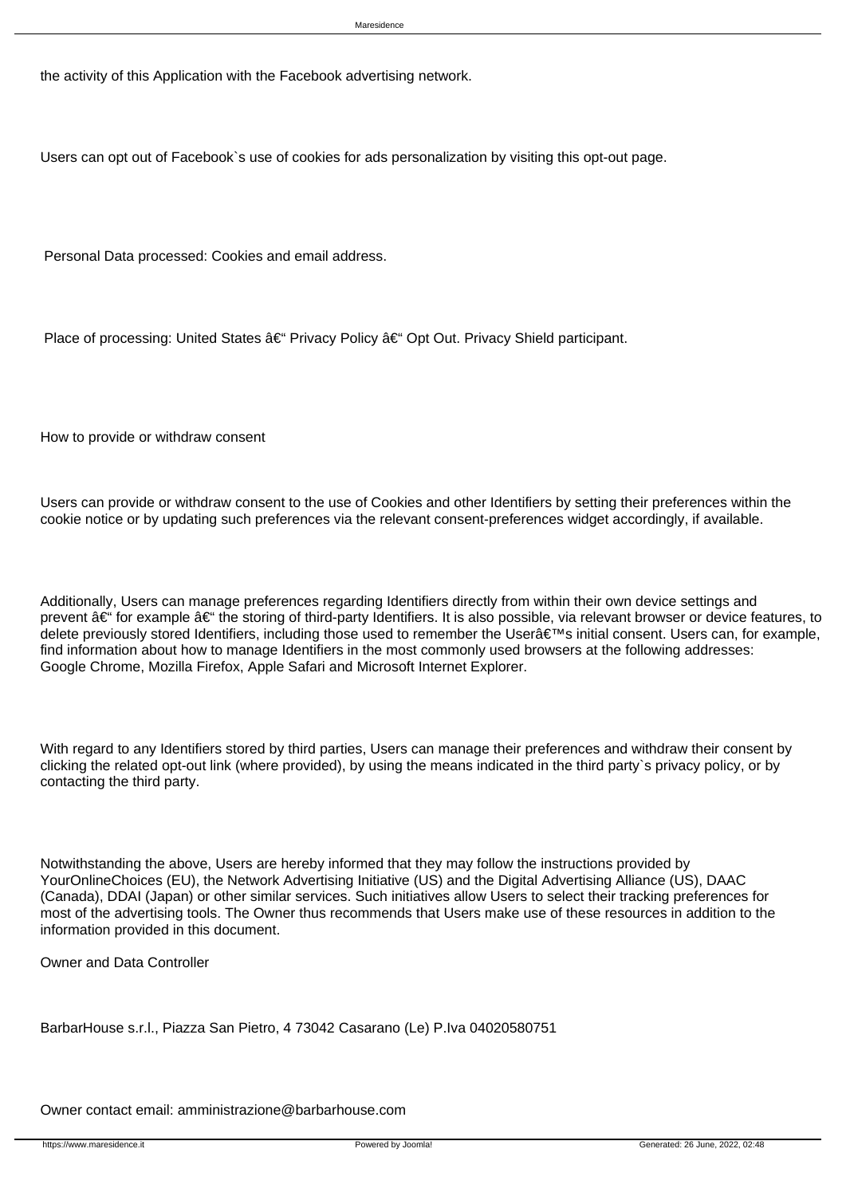the activity of this Application with the Facebook advertising network.

Users can opt out of Facebook`s use of cookies for ads personalization by visiting this opt-out page.

Personal Data processed: Cookies and email address.

Place of processing: United States â€“ Privacy Policy â€“ Opt Out. Privacy Shield participant.

How to provide or withdraw consent

Users can provide or withdraw consent to the use of Cookies and other Identifiers by setting their preferences within the cookie notice or by updating such preferences via the relevant consent-preferences widget accordingly, if available.

Additionally, Users can manage preferences regarding Identifiers directly from within their own device settings and prevent â€“ for example â€“ the storing of third-party Identifiers. It is also possible, via relevant browser or device features, to delete previously stored Identifiers, including those used to remember the Userâ€™s initial consent. Users can, for example, find information about how to manage Identifiers in the most commonly used browsers at the following addresses: Google Chrome, Mozilla Firefox, Apple Safari and Microsoft Internet Explorer.

With regard to any Identifiers stored by third parties, Users can manage their preferences and withdraw their consent by clicking the related opt-out link (where provided), by using the means indicated in the third party`s privacy policy, or by contacting the third party.

Notwithstanding the above, Users are hereby informed that they may follow the instructions provided by YourOnlineChoices (EU), the Network Advertising Initiative (US) and the Digital Advertising Alliance (US), DAAC (Canada), DDAI (Japan) or other similar services. Such initiatives allow Users to select their tracking preferences for most of the advertising tools. The Owner thus recommends that Users make use of these resources in addition to the information provided in this document.

Owner and Data Controller

BarbarHouse s.r.l., Piazza San Pietro, 4 73042 Casarano (Le) P.Iva 04020580751

Owner contact email: amministrazione@barbarhouse.com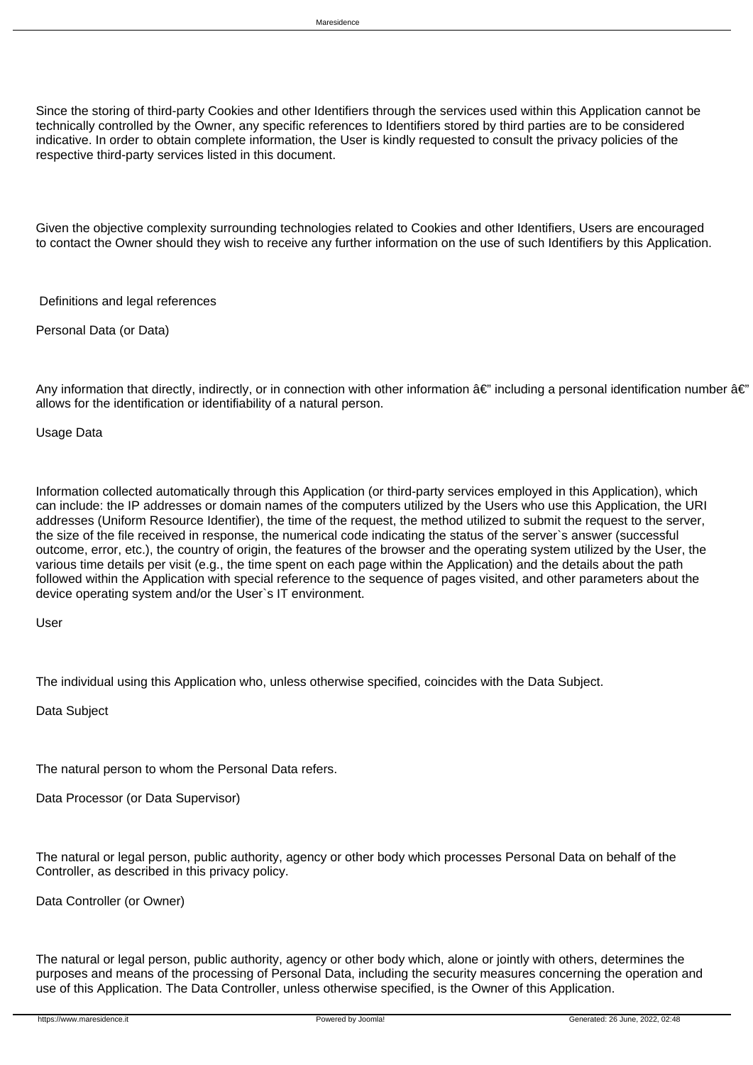Since the storing of third-party Cookies and other Identifiers through the services used within this Application cannot be technically controlled by the Owner, any specific references to Identifiers stored by third parties are to be considered indicative. In order to obtain complete information, the User is kindly requested to consult the privacy policies of the respective third-party services listed in this document.

Given the objective complexity surrounding technologies related to Cookies and other Identifiers, Users are encouraged to contact the Owner should they wish to receive any further information on the use of such Identifiers by this Application.

## Definitions and legal references

### Personal Data (or Data)

Any information that directly, indirectly, or in connection with other information â€" including a personal identification number â€" allows for the identification or identifiability of a natural person.

### Usage Data

Information collected automatically through this Application (or third-party services employed in this Application), which can include: the IP addresses or domain names of the computers utilized by the Users who use this Application, the URI addresses (Uniform Resource Identifier), the time of the request, the method utilized to submit the request to the server, the size of the file received in response, the numerical code indicating the status of the server`s answer (successful outcome, error, etc.), the country of origin, the features of the browser and the operating system utilized by the User, the various time details per visit (e.g., the time spent on each page within the Application) and the details about the path followed within the Application with special reference to the sequence of pages visited, and other parameters about the device operating system and/or the User`s IT environment.

### User

The individual using this Application who, unless otherwise specified, coincides with the Data Subject.

### Data Subject

The natural person to whom the Personal Data refers.

### Data Processor (or Data Supervisor)

The natural or legal person, public authority, agency or other body which processes Personal Data on behalf of the Controller, as described in this privacy policy.

### Data Controller (or Owner)

The natural or legal person, public authority, agency or other body which, alone or jointly with others, determines the purposes and means of the processing of Personal Data, including the security measures concerning the operation and use of this Application. The Data Controller, unless otherwise specified, is the Owner of this Application.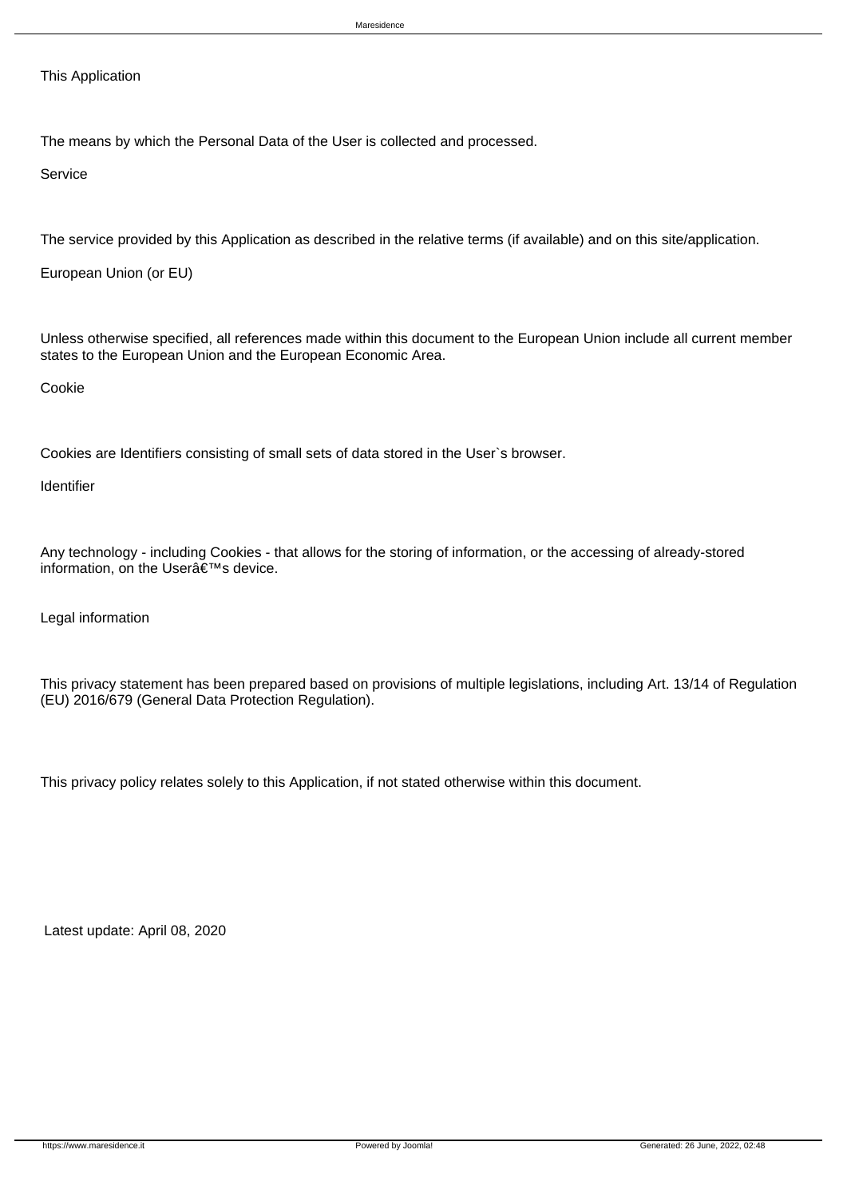This Application

The means by which the Personal Data of the User is collected and processed.

Service

The service provided by this Application as described in the relative terms (if available) and on this site/application.

European Union (or EU)

Unless otherwise specified, all references made within this document to the European Union include all current member states to the European Union and the European Economic Area.

Cookie

Cookies are Identifiers consisting of small sets of data stored in the User`s browser.

Identifier

Any technology - including Cookies - that allows for the storing of information, or the accessing of already-stored information, on the Userâ€™s device.

Legal information

This privacy statement has been prepared based on provisions of multiple legislations, including Art. 13/14 of Regulation (EU) 2016/679 (General Data Protection Regulation).

This privacy policy relates solely to this Application, if not stated otherwise within this document.

Latest update: April 08, 2020